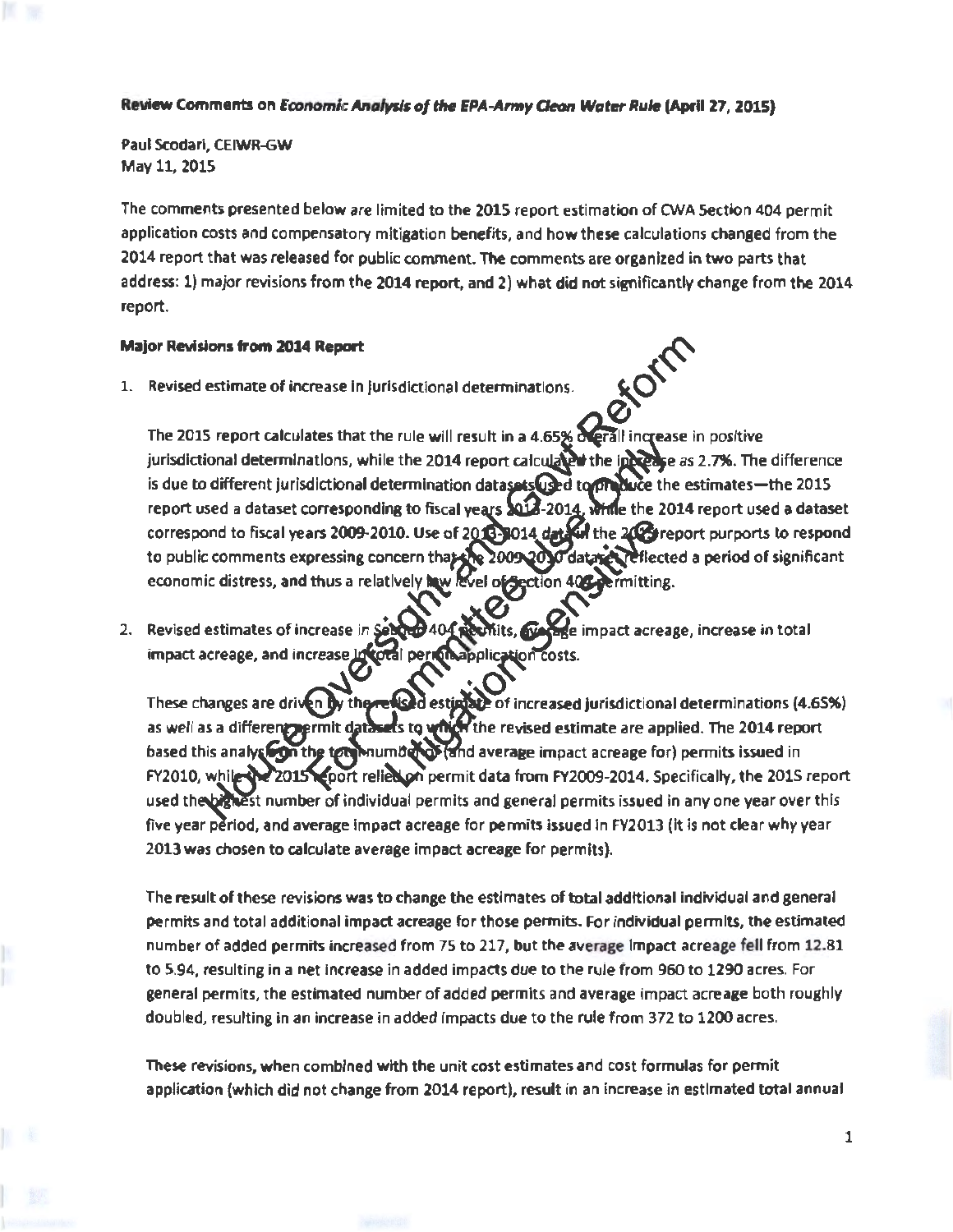**Review Comments on *Economic Analysis of the EPA-Army Clean Water Rule* (April 27, 2015)**

Paul Scodari, CEIWR-GW
May 11, 2015

The comments presented below are limited to the 2015 report estimation of CWA Section 404 permit application costs and compensatory mitigation benefits, and how these calculations changed from the 2014 report that was released for public comment. The comments are organized in two parts that address: 1) major revisions from the 2014 report, and 2) what did not significantly change from the 2014 report.

**Major Revisions from 2014 Report**

1. Revised estimate of increase in jurisdictional determinations.

   The 2015 report calculates that the rule will result in a 4.65% overall increase in positive jurisdictional determinations, while the 2014 report calculated the increase as 2.7%. The difference is due to different jurisdictional determination datasets used to produce the estimates—the 2015 report used a dataset corresponding to fiscal years 2013-2014, while the 2014 report used a dataset correspond to fiscal years 2009-2010. Use of 2013-2014 data in the 2015 report purports to respond to public comments expressing concern that the 2009-2010 dataset reflected a period of significant economic distress, and thus a relatively low level of Section 404 permitting.

2. Revised estimates of increase in Section 404 permits, average impact acreage, increase in total impact acreage, and increase in total permit application costs.

   These changes are driven by the revised estimate of increased jurisdictional determinations (4.65%) as well as a different permit datasets to which the revised estimate are applied. The 2014 report based this analysis on the total number of (and average impact acreage for) permits issued in FY2010, while the 2015 report relied on permit data from FY2009-2014. Specifically, the 2015 report used the highest number of individual permits and general permits issued in any one year over this five year period, and average impact acreage for permits issued in FY2013 (it is not clear why year 2013 was chosen to calculate average impact acreage for permits).

   The result of these revisions was to change the estimates of total additional individual and general permits and total additional impact acreage for those permits. For individual permits, the estimated number of added permits increased from 75 to 217, but the average impact acreage fell from 12.81 to 5.94, resulting in a net increase in added impacts due to the rule from 960 to 1290 acres. For general permits, the estimated number of added permits and average impact acreage both roughly doubled, resulting in an increase in added impacts due to the rule from 372 to 1200 acres.

   These revisions, when combined with the unit cost estimates and cost formulas for permit application (which did not change from 2014 report), result in an increase in estimated total annual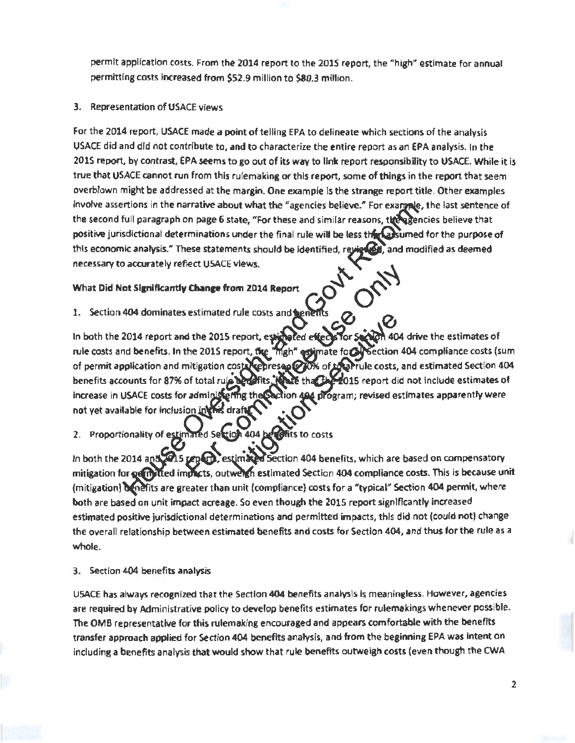permit application costs. From the 2014 report to the 2015 report, the "high" estimate for annual permitting costs increased from $52.9 million to $80.3 million.

3. Representation of USACE views

For the 2014 report, USACE made a point of telling EPA to delineate which sections of the analysis USACE did and did not contribute to, and to characterize the entire report as an EPA analysis. In the 2015 report, by contrast, EPA seems to go out of its way to link report responsibility to USACE. While it is true that USACE cannot run from this rulemaking or this report, some of things in the report that seem overblown might be addressed at the margin. One example is the strange report title. Other examples involve assertions in the narrative about what the "agencies believe." For example, the last sentence of the second full paragraph on page 6 state, "For these and similar reasons, the agencies believe that positive jurisdictional determinations under the final rule will be less than assumed for the purpose of this economic analysis." These statements should be identified, reviewed, and modified as deemed necessary to accurately reflect USACE views.

**What Did Not Significantly Change from 2014 Report**

1. Section 404 dominates estimated rule costs and benefits

In both the 2014 report and the 2015 report, estimated effects for Section 404 drive the estimates of rule costs and benefits. In the 2015 report, the "high" estimate for all Section 404 compliance costs (sum of permit application and mitigation costs) represents 70% of total rule costs, and estimated Section 404 benefits accounts for 87% of total rule benefits. (Note that the 2015 report did not include estimates of increase in USACE costs for administering the Section 404 program; revised estimates apparently were not yet available for inclusion in this draft.)

2. Proportionality of estimated Section 404 benefits to costs

In both the 2014 and 2015 reports, estimated Section 404 benefits, which are based on compensatory mitigation for permitted impacts, outweigh estimated Section 404 compliance costs. This is because unit (mitigation) benefits are greater than unit (compliance) costs for a "typical" Section 404 permit, where both are based on unit impact acreage. So even though the 2015 report significantly increased estimated positive jurisdictional determinations and permitted impacts, this did not (could not) change the overall relationship between estimated benefits and costs for Section 404, and thus for the rule as a whole.

3. Section 404 benefits analysis

USACE has always recognized that the Section 404 benefits analysis is meaningless. However, agencies are required by Administrative policy to develop benefits estimates for rulemakings whenever possible. The OMB representative for this rulemaking encouraged and appears comfortable with the benefits transfer approach applied for Section 404 benefits analysis, and from the beginning EPA was intent on including a benefits analysis that would show that rule benefits outweigh costs (even though the CWA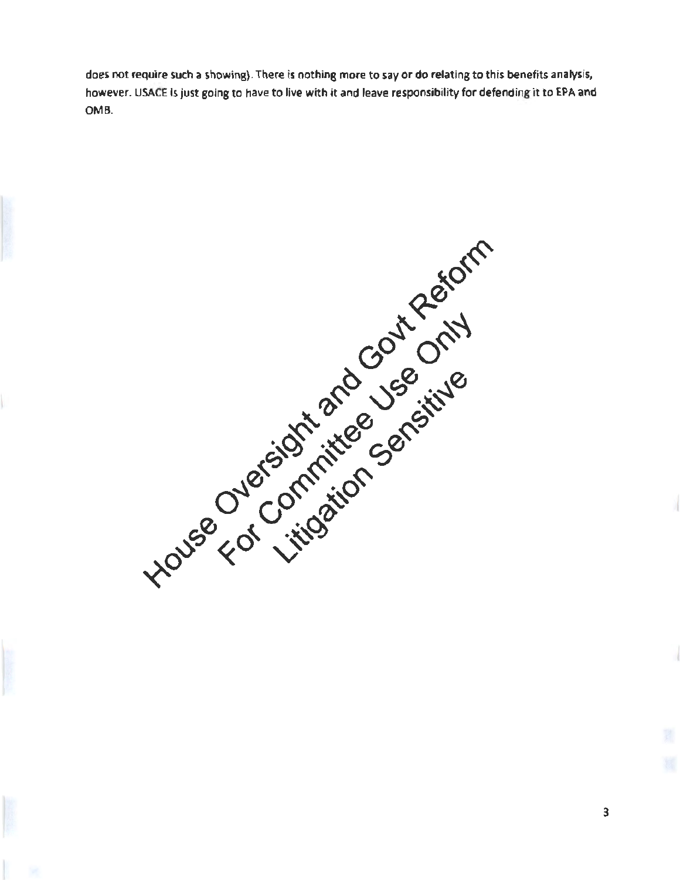does not require such a showing). There is nothing more to say or do relating to this benefits analysis, however. USACE is just going to have to live with it and leave responsibility for defending it to EPA and OMB.

House Oversight and Govt Reform
For Committee Use Only
Litigation Sensitive